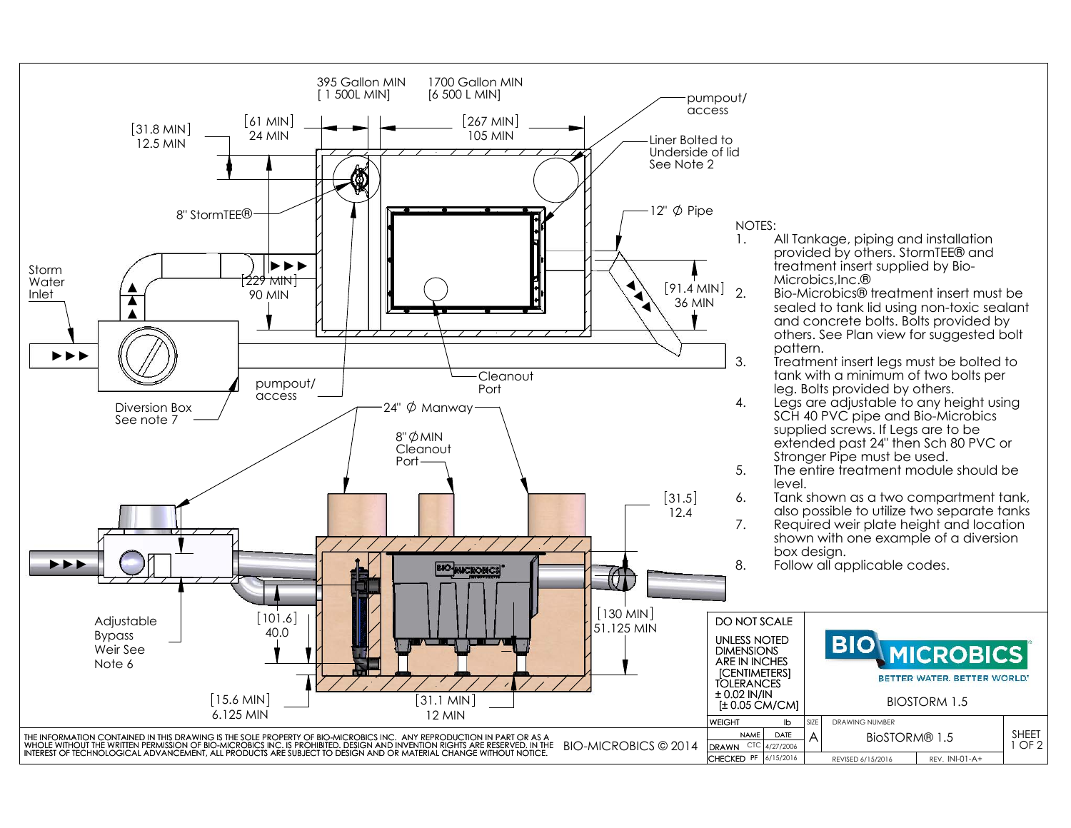395 Gallon MIN
[ 1 500L MIN]

1700 Gallon MIN
[6 500 L MIN]

[61 MIN]
24 MIN

[267 MIN]
105 MIN

[31.8 MIN]
12.5 MIN

pumpout/
access

Liner Bolted to Underside of lid
See Note 2

8" StormTEE®

12" ∅ Pipe

Storm Water Inlet

[229 MIN]
90 MIN

[91.4 MIN]
36 MIN

pumpout/
access

Cleanout Port

Diversion Box
See note 7

24" ∅ Manway

8" ∅ MIN
Cleanout
Port

[31.5]
12.4

Adjustable Bypass Weir See Note 6

[101.6]
40.0

[130 MIN]
51.125 MIN

[15.6 MIN]
6.125 MIN

[31.1 MIN]
12 MIN

NOTES:

1. All Tankage, piping and installation provided by others. StormTEE® and treatment insert supplied by Bio-Microbics,Inc.®
2. Bio-Microbics® treatment insert must be sealed to tank lid using non-toxic sealant and concrete bolts. Bolts provided by others. See Plan view for suggested bolt pattern.
3. Treatment insert legs must be bolted to tank with a minimum of two bolts per leg. Bolts provided by others.
4. Legs are adjustable to any height using SCH 40 PVC pipe and Bio-Microbics supplied screws. If Legs are to be extended past 24" then Sch 80 PVC or Stronger Pipe must be used.
5. The entire treatment module should be level.
6. Tank shown as a two compartment tank, also possible to utilize two separate tanks
7. Required weir plate height and location shown with one example of a diversion box design.
8. Follow all applicable codes.

DO NOT SCALE

UNLESS NOTED DIMENSIONS ARE IN INCHES [CENTIMETERS] TOLERANCES ± 0.02 IN/IN [± 0.05 CM/CM]

BIO MICROBICS
BETTER WATER. BETTER WORLD®

BIOSTORM 1.5

| WEIGHT | | lb | SIZE | DRAWING NUMBER | | SHEET |
|---|---|---|---|---|---|---|
| | NAME | DATE | A | BioSTORM® 1.5 | | 1 OF 2 |
| DRAWN | CTC | 4/27/2006 | | | | |
| CHECKED | PF | 6/15/2016 | | REVISED 6/15/2016 | REV. INI-01-A+ | |

THE INFORMATION CONTAINED IN THIS DRAWING IS THE SOLE PROPERTY OF BIO-MICROBICS INC. ANY REPRODUCTION IN PART OR AS A WHOLE WITHOUT THE WRITTEN PERMISSION OF BIO-MICROBICS INC. IS PROHIBITED. DESIGN AND INVENTION RIGHTS ARE RESERVED. IN THE INTEREST OF TECHNOLOGICAL ADVANCEMENT, ALL PRODUCTS ARE SUBJECT TO DESIGN AND OR MATERIAL CHANGE WITHOUT NOTICE.

BIO-MICROBICS © 2014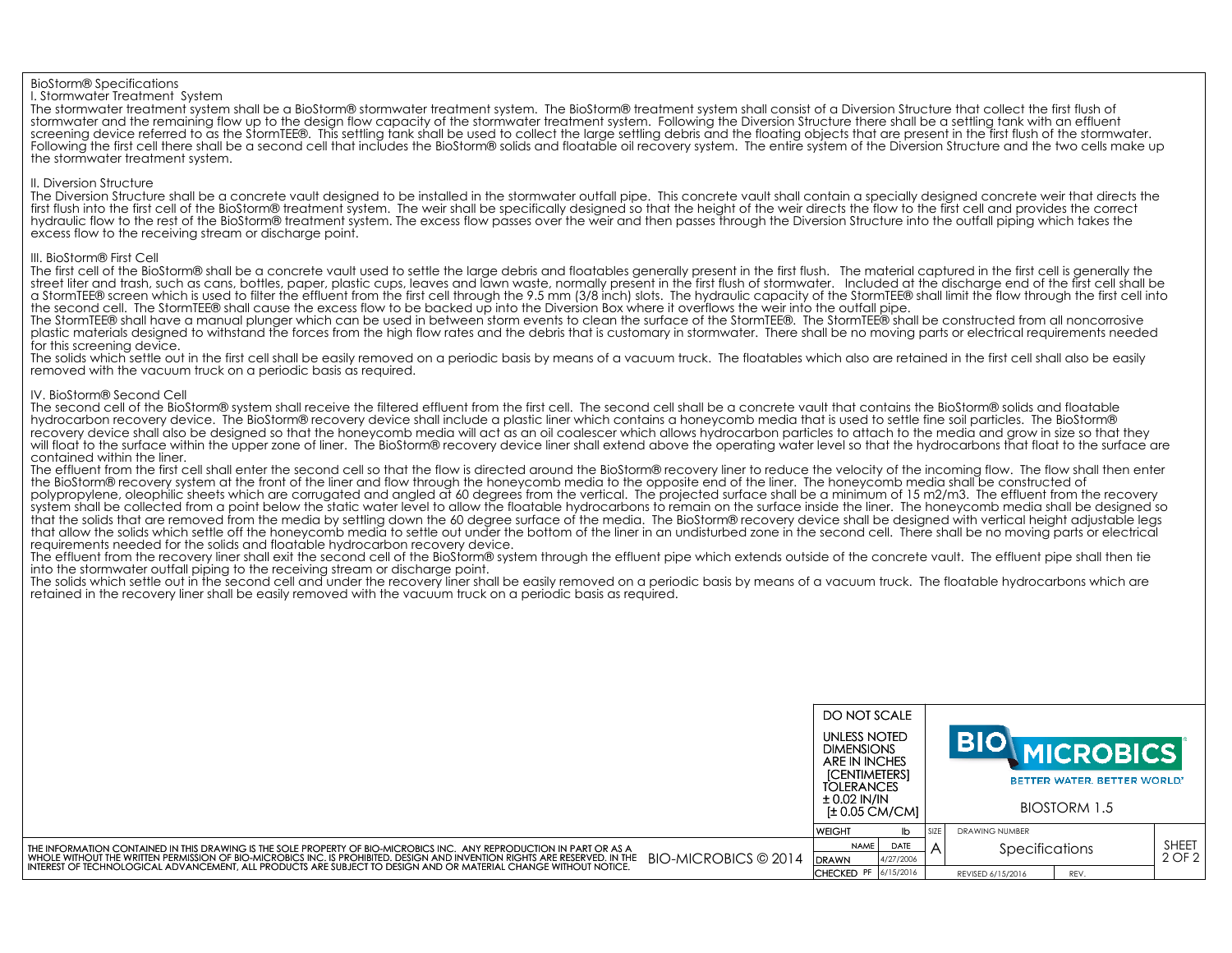# BioStorm® Specifications

## I. Stormwater Treatment System

The stormwater treatment system shall be a BioStorm® stormwater treatment system. The BioStorm® treatment system shall consist of a Diversion Structure that collect the first flush of stormwater and the remaining flow up to the design flow capacity of the stormwater treatment system. Following the Diversion Structure there shall be a settling tank with an effluent screening device referred to as the StormTEE®. This settling tank shall be used to collect the large settling debris and the floating objects that are present in the first flush of the stormwater. Following the first cell there shall be a second cell that includes the BioStorm® solids and floatable oil recovery system. The entire system of the Diversion Structure and the two cells make up the stormwater treatment system.

## II. Diversion Structure

The Diversion Structure shall be a concrete vault designed to be installed in the stormwater outfall pipe. This concrete vault shall contain a specially designed concrete weir that directs the first flush into the first cell of the BioStorm® treatment system. The weir shall be specifically designed so that the height of the weir directs the flow to the first cell and provides the correct hydraulic flow to the rest of the BioStorm® treatment system. The excess flow passes over the weir and then passes through the Diversion Structure into the outfall piping which takes the excess flow to the receiving stream or discharge point.

## III. BioStorm® First Cell

The first cell of the BioStorm® shall be a concrete vault used to settle the large debris and floatables generally present in the first flush. The material captured in the first cell is generally the street liter and trash, such as cans, bottles, paper, plastic cups, leaves and lawn waste, normally present in the first flush of stormwater. Included at the discharge end of the first cell shall be a StormTEE® screen which is used to filter the effluent from the first cell through the 9.5 mm (3/8 inch) slots. The hydraulic capacity of the StormTEE® shall limit the flow through the first cell into the second cell. The StormTEE® shall cause the excess flow to be backed up into the Diversion Box where it overflows the weir into the outfall pipe.

The StormTEE® shall have a manual plunger which can be used in between storm events to clean the surface of the StormTEE®. The StormTEE® shall be constructed from all noncorrosive plastic materials designed to withstand the forces from the high flow rates and the debris that is customary in stormwater. There shall be no moving parts or electrical requirements needed for this screening device.

The solids which settle out in the first cell shall be easily removed on a periodic basis by means of a vacuum truck. The floatables which also are retained in the first cell shall also be easily removed with the vacuum truck on a periodic basis as required.

## IV. BioStorm® Second Cell

The second cell of the BioStorm® system shall receive the filtered effluent from the first cell. The second cell shall be a concrete vault that contains the BioStorm® solids and floatable hydrocarbon recovery device. The BioStorm® recovery device shall include a plastic liner which contains a honeycomb media that is used to settle fine soil particles. The BioStorm® recovery device shall also be designed so that the honeycomb media will act as an oil coalescer which allows hydrocarbon particles to attach to the media and grow in size so that they will float to the surface within the upper zone of liner. The BioStorm® recovery device liner shall extend above the operating water level so that the hydrocarbons that float to the surface are contained within the liner.

The effluent from the first cell shall enter the second cell so that the flow is directed around the BioStorm® recovery liner to reduce the velocity of the incoming flow. The flow shall then enter the BioStorm® recovery system at the front of the liner and flow through the honeycomb media to the opposite end of the liner. The honeycomb media shall be constructed of polypropylene, oleophilic sheets which are corrugated and angled at 60 degrees from the vertical. The projected surface shall be a minimum of 15 m2/m3. The effluent from the recovery system shall be collected from a point below the static water level to allow the floatable hydrocarbons to remain on the surface inside the liner. The honeycomb media shall be designed so that the solids that are removed from the media by settling down the 60 degree surface of the media. The BioStorm® recovery device shall be designed with vertical height adjustable legs that allow the solids which settle off the honeycomb media to settle out under the bottom of the liner in an undisturbed zone in the second cell. There shall be no moving parts or electrical requirements needed for the solids and floatable hydrocarbon recovery device.

The effluent from the recovery liner shall exit the second cell of the BioStorm® system through the effluent pipe which extends outside of the concrete vault. The effluent pipe shall then tie into the stormwater outfall piping to the receiving stream or discharge point.

The solids which settle out in the second cell and under the recovery liner shall be easily removed on a periodic basis by means of a vacuum truck. The floatable hydrocarbons which are retained in the recovery liner shall be easily removed with the vacuum truck on a periodic basis as required.

THE INFORMATION CONTAINED IN THIS DRAWING IS THE SOLE PROPERTY OF BIO-MICROBICS INC. ANY REPRODUCTION IN PART OR AS A WHOLE WITHOUT THE WRITTEN PERMISSION OF BIO-MICROBICS INC. IS PROHIBITED. DESIGN AND INVENTION RIGHTS ARE RESERVED. IN THE INTEREST OF TECHNOLOGICAL ADVANCEMENT, ALL PRODUCTS ARE SUBJECT TO DESIGN AND OR MATERIAL CHANGE WITHOUT NOTICE.

BIO-MICROBICS © 2014

DO NOT SCALE

UNLESS NOTED DIMENSIONS ARE IN INCHES [CENTIMETERS] TOLERANCES ± 0.02 IN/IN [± 0.05 CM/CM]

BIO MICROBICS
BETTER WATER. BETTER WORLD®

BIOSTORM 1.5

| WEIGHT | lb | SIZE | DRAWING NUMBER | SHEET |
|---|---|---|---|---|
| | NAME / DATE | A | Specifications | 2 OF 2 |
| DRAWN | 4/27/2006 | | | |
| CHECKED PF | 6/15/2016 | | REVISED 6/15/2016 REV. | |